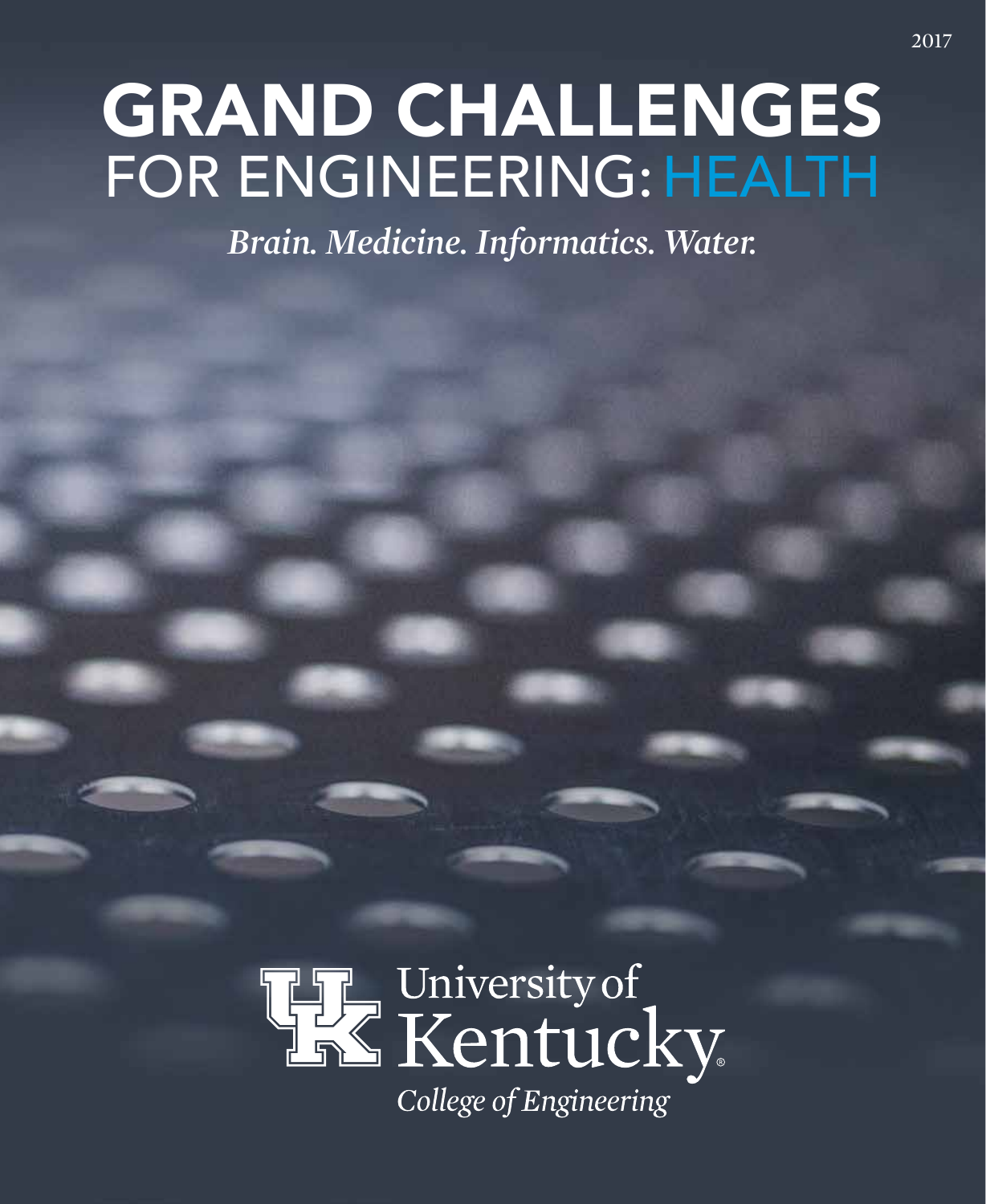2017

# GRAND CHALLENGES FOR ENGINEERING: HEALTH

*Brain. Medicine. Informatics. Water.*

University of Kentucky

*College of Engineering*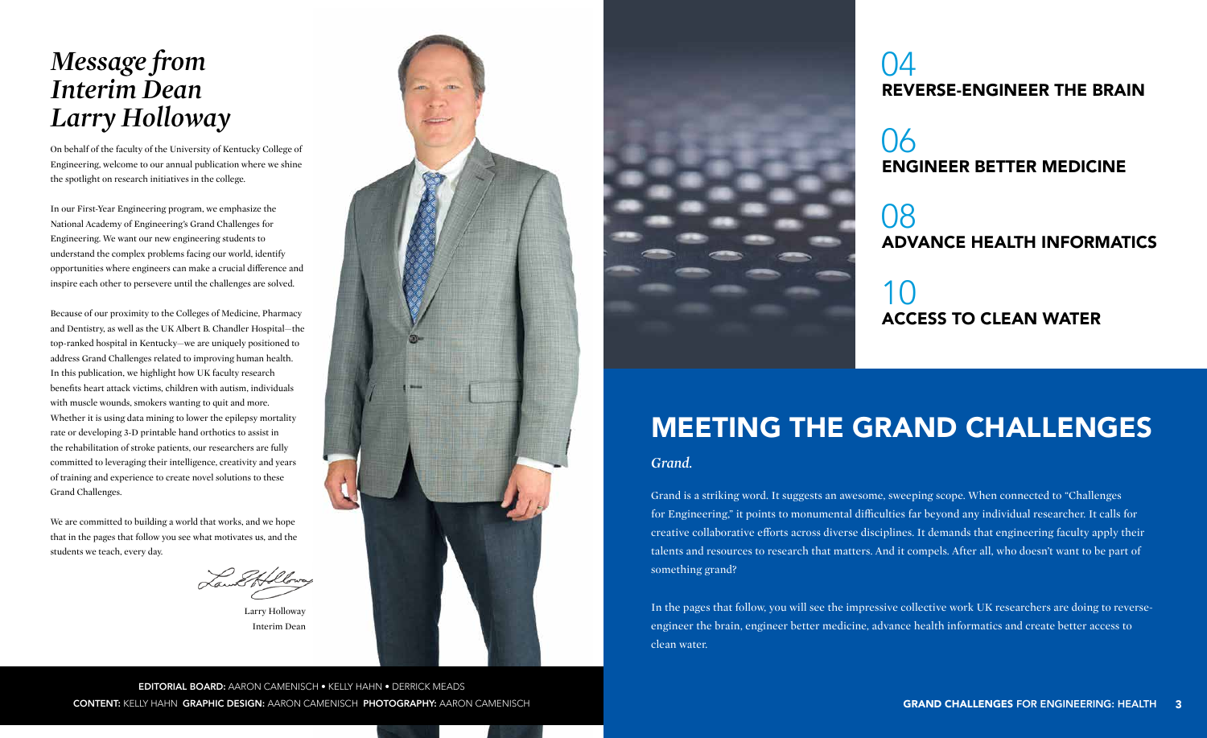# *Message from Interim Dean Larry Holloway*

On behalf of the faculty of the University of Kentucky College of Engineering, welcome to our annual publication where we shine the spotlight on research initiatives in the college.

In our First-Year Engineering program, we emphasize the National Academy of Engineering's Grand Challenges for Engineering. We want our new engineering students to understand the complex problems facing our world, identify opportunities where engineers can make a crucial difference and inspire each other to persevere until the challenges are solved.

Because of our proximity to the Colleges of Medicine, Pharmacy and Dentistry, as well as the UK Albert B. Chandler Hospital—the top-ranked hospital in Kentucky—we are uniquely positioned to address Grand Challenges related to improving human health. In this publication, we highlight how UK faculty research benefits heart attack victims, children with autism, individuals with muscle wounds, smokers wanting to quit and more. Whether it is using data mining to lower the epilepsy mortality rate or developing 3-D printable hand orthotics to assist in the rehabilitation of stroke patients, our researchers are fully committed to leveraging their intelligence, creativity and years of training and experience to create novel solutions to these Grand Challenges.

We are committed to building a world that works, and we hope that in the pages that follow you see what motivates us, and the students we teach, every day.

Larry Holloway
Interim Dean

**EDITORIAL BOARD:** AARON CAMENISCH • KELLY HAHN • DERRICK MEADS
**CONTENT:** KELLY HAHN **GRAPHIC DESIGN:** AARON CAMENISCH **PHOTOGRAPHY:** AARON CAMENISCH

04
**REVERSE-ENGINEER THE BRAIN**

06
**ENGINEER BETTER MEDICINE**

08
**ADVANCE HEALTH INFORMATICS**

10
**ACCESS TO CLEAN WATER**

# MEETING THE GRAND CHALLENGES

*Grand.*

Grand is a striking word. It suggests an awesome, sweeping scope. When connected to "Challenges for Engineering," it points to monumental difficulties far beyond any individual researcher. It calls for creative collaborative efforts across diverse disciplines. It demands that engineering faculty apply their talents and resources to research that matters. And it compels. After all, who doesn't want to be part of something grand?

In the pages that follow, you will see the impressive collective work UK researchers are doing to reverse-engineer the brain, engineer better medicine, advance health informatics and create better access to clean water.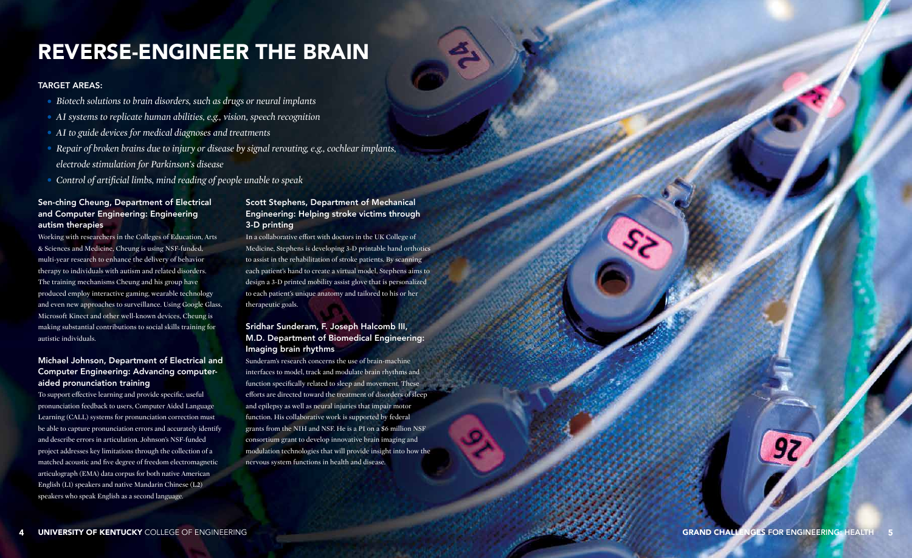# REVERSE-ENGINEER THE BRAIN

### TARGET AREAS:

- *Biotech solutions to brain disorders, such as drugs or neural implants*
- *AI systems to replicate human abilities, e.g., vision, speech recognition*
- *AI to guide devices for medical diagnoses and treatments*
- *Repair of broken brains due to injury or disease by signal rerouting, e.g., cochlear implants, electrode stimulation for Parkinson's disease*
- *Control of artificial limbs, mind reading of people unable to speak*

### Sen-ching Cheung, Department of Electrical and Computer Engineering: Engineering autism therapies

Working with researchers in the Colleges of Education, Arts & Sciences and Medicine, Cheung is using NSF-funded, multi-year research to enhance the delivery of behavior therapy to individuals with autism and related disorders. The training mechanisms Cheung and his group have produced employ interactive gaming, wearable technology and even new approaches to surveillance. Using Google Glass, Microsoft Kinect and other well-known devices, Cheung is making substantial contributions to social skills training for autistic individuals.

### Michael Johnson, Department of Electrical and Computer Engineering: Advancing computer-aided pronunciation training

To support effective learning and provide specific, useful pronunciation feedback to users, Computer Aided Language Learning (CALL) systems for pronunciation correction must be able to capture pronunciation errors and accurately identify and describe errors in articulation. Johnson's NSF-funded project addresses key limitations through the collection of a matched acoustic and five degree of freedom electromagnetic articulograph (EMA) data corpus for both native American English (L1) speakers and native Mandarin Chinese (L2) speakers who speak English as a second language.

### Scott Stephens, Department of Mechanical Engineering: Helping stroke victims through 3-D printing

In a collaborative effort with doctors in the UK College of Medicine, Stephens is developing 3-D printable hand orthotics to assist in the rehabilitation of stroke patients. By scanning each patient's hand to create a virtual model, Stephens aims to design a 3-D printed mobility assist glove that is personalized to each patient's unique anatomy and tailored to his or her therapeutic goals.

### Sridhar Sunderam, F. Joseph Halcomb III, M.D. Department of Biomedical Engineering: Imaging brain rhythms

Sunderam's research concerns the use of brain-machine interfaces to model, track and modulate brain rhythms and function specifically related to sleep and movement. These efforts are directed toward the treatment of disorders of sleep and epilepsy as well as neural injuries that impair motor function. His collaborative work is supported by federal grants from the NIH and NSF. He is a PI on a $6 million NSF consortium grant to develop innovative brain imaging and modulation technologies that will provide insight into how the nervous system functions in health and disease.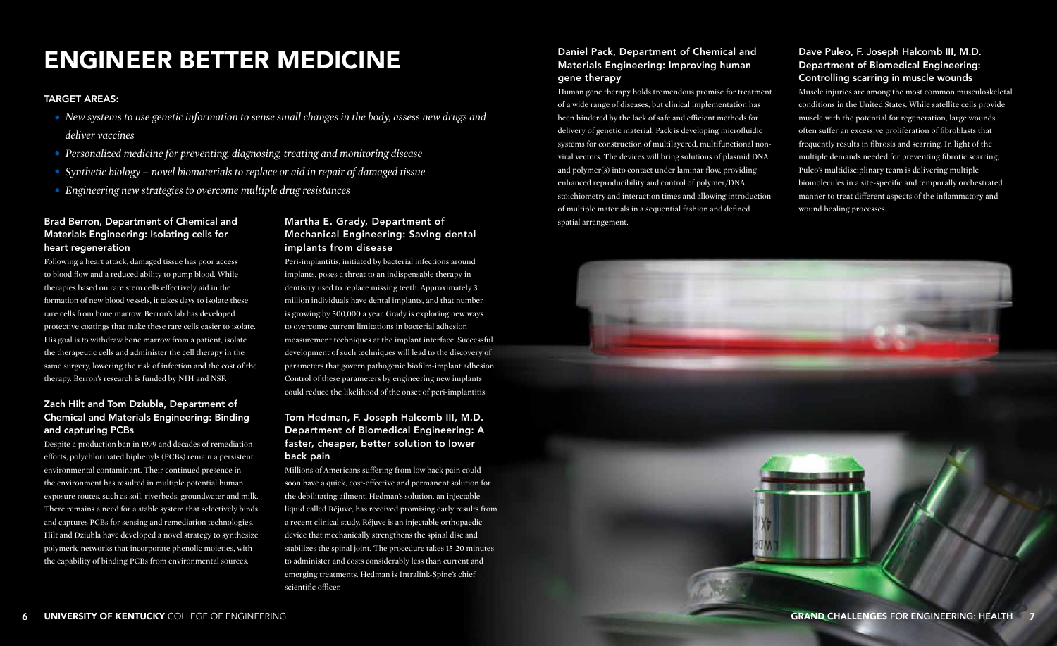# ENGINEER BETTER MEDICINE

### TARGET AREAS:

- *New systems to use genetic information to sense small changes in the body, assess new drugs and deliver vaccines*
- *Personalized medicine for preventing, diagnosing, treating and monitoring disease*
- *Synthetic biology – novel biomaterials to replace or aid in repair of damaged tissue*
- *Engineering new strategies to overcome multiple drug resistances*

### Brad Berron, Department of Chemical and Materials Engineering: Isolating cells for heart regeneration

Following a heart attack, damaged tissue has poor access to blood flow and a reduced ability to pump blood. While therapies based on rare stem cells effectively aid in the formation of new blood vessels, it takes days to isolate these rare cells from bone marrow. Berron's lab has developed protective coatings that make these rare cells easier to isolate. His goal is to withdraw bone marrow from a patient, isolate the therapeutic cells and administer the cell therapy in the same surgery, lowering the risk of infection and the cost of the therapy. Berron's research is funded by NIH and NSF.

### Zach Hilt and Tom Dziubla, Department of Chemical and Materials Engineering: Binding and capturing PCBs

Despite a production ban in 1979 and decades of remediation efforts, polychlorinated biphenyls (PCBs) remain a persistent environmental contaminant. Their continued presence in the environment has resulted in multiple potential human exposure routes, such as soil, riverbeds, groundwater and milk. There remains a need for a stable system that selectively binds and captures PCBs for sensing and remediation technologies. Hilt and Dziubla have developed a novel strategy to synthesize polymeric networks that incorporate phenolic moieties, with the capability of binding PCBs from environmental sources.

### Martha E. Grady, Department of Mechanical Engineering: Saving dental implants from disease

Peri-implantitis, initiated by bacterial infections around implants, poses a threat to an indispensable therapy in dentistry used to replace missing teeth. Approximately 3 million individuals have dental implants, and that number is growing by 500,000 a year. Grady is exploring new ways to overcome current limitations in bacterial adhesion measurement techniques at the implant interface. Successful development of such techniques will lead to the discovery of parameters that govern pathogenic biofilm-implant adhesion. Control of these parameters by engineering new implants could reduce the likelihood of the onset of peri-implantitis.

### Tom Hedman, F. Joseph Halcomb III, M.D. Department of Biomedical Engineering: A faster, cheaper, better solution to lower back pain

Millions of Americans suffering from low back pain could soon have a quick, cost-effective and permanent solution for the debilitating ailment. Hedman's solution, an injectable liquid called Réjuve, has received promising early results from a recent clinical study. Réjuve is an injectable orthopaedic device that mechanically strengthens the spinal disc and stabilizes the spinal joint. The procedure takes 15-20 minutes to administer and costs considerably less than current and emerging treatments. Hedman is Intralink-Spine's chief scientific officer.

### Daniel Pack, Department of Chemical and Materials Engineering: Improving human gene therapy

Human gene therapy holds tremendous promise for treatment of a wide range of diseases, but clinical implementation has been hindered by the lack of safe and efficient methods for delivery of genetic material. Pack is developing microfluidic systems for construction of multilayered, multifunctional non-viral vectors. The devices will bring solutions of plasmid DNA and polymer(s) into contact under laminar flow, providing enhanced reproducibility and control of polymer/DNA stoichiometry and interaction times and allowing introduction of multiple materials in a sequential fashion and defined spatial arrangement.

### Dave Puleo, F. Joseph Halcomb III, M.D. Department of Biomedical Engineering: Controlling scarring in muscle wounds

Muscle injuries are among the most common musculoskeletal conditions in the United States. While satellite cells provide muscle with the potential for regeneration, large wounds often suffer an excessive proliferation of fibroblasts that frequently results in fibrosis and scarring. In light of the multiple demands needed for preventing fibrotic scarring, Puleo's multidisciplinary team is delivering multiple biomolecules in a site-specific and temporally orchestrated manner to treat different aspects of the inflammatory and wound healing processes.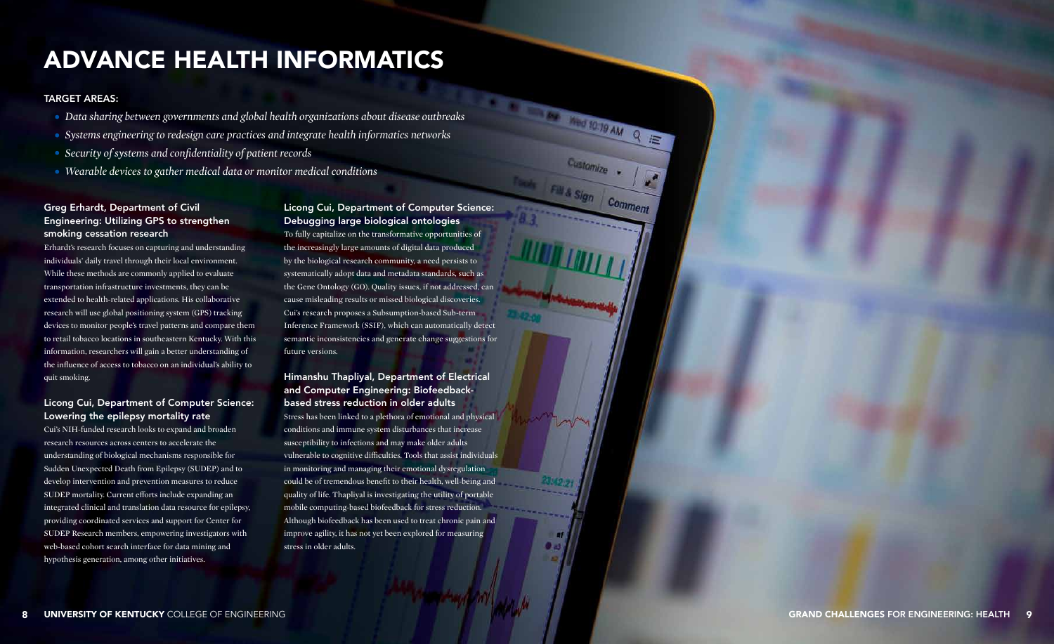# ADVANCE HEALTH INFORMATICS

## TARGET AREAS:

- *Data sharing between governments and global health organizations about disease outbreaks*
- *Systems engineering to redesign care practices and integrate health informatics networks*
- *Security of systems and confidentiality of patient records*
- *Wearable devices to gather medical data or monitor medical conditions*

### Greg Erhardt, Department of Civil Engineering: Utilizing GPS to strengthen smoking cessation research

Erhardt's research focuses on capturing and understanding individuals' daily travel through their local environment. While these methods are commonly applied to evaluate transportation infrastructure investments, they can be extended to health-related applications. His collaborative research will use global positioning system (GPS) tracking devices to monitor people's travel patterns and compare them to retail tobacco locations in southeastern Kentucky. With this information, researchers will gain a better understanding of the influence of access to tobacco on an individual's ability to quit smoking.

### Licong Cui, Department of Computer Science: Lowering the epilepsy mortality rate

Cui's NIH-funded research looks to expand and broaden research resources across centers to accelerate the understanding of biological mechanisms responsible for Sudden Unexpected Death from Epilepsy (SUDEP) and to develop intervention and prevention measures to reduce SUDEP mortality. Current efforts include expanding an integrated clinical and translation data resource for epilepsy, providing coordinated services and support for Center for SUDEP Research members, empowering investigators with web-based cohort search interface for data mining and hypothesis generation, among other initiatives.

### Licong Cui, Department of Computer Science: Debugging large biological ontologies

To fully capitalize on the transformative opportunities of the increasingly large amounts of digital data produced by the biological research community, a need persists to systematically adopt data and metadata standards, such as the Gene Ontology (GO). Quality issues, if not addressed, can cause misleading results or missed biological discoveries. Cui's research proposes a Subsumption-based Sub-term Inference Framework (SSIF), which can automatically detect semantic inconsistencies and generate change suggestions for future versions.

### Himanshu Thapliyal, Department of Electrical and Computer Engineering: Biofeedback-based stress reduction in older adults

Stress has been linked to a plethora of emotional and physical conditions and immune system disturbances that increase susceptibility to infections and may make older adults vulnerable to cognitive difficulties. Tools that assist individuals in monitoring and managing their emotional dysregulation could be of tremendous benefit to their health, well-being and quality of life. Thapliyal is investigating the utility of portable mobile computing-based biofeedback for stress reduction. Although biofeedback has been used to treat chronic pain and improve agility, it has not yet been explored for measuring stress in older adults.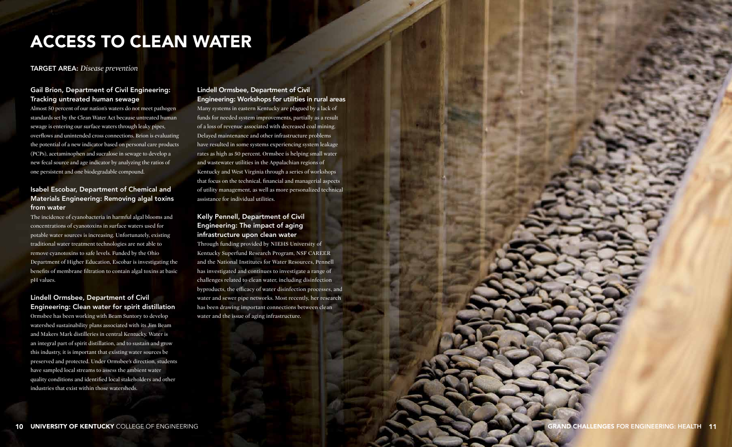# ACCESS TO CLEAN WATER

**TARGET AREA:** *Disease prevention*

### Gail Brion, Department of Civil Engineering: Tracking untreated human sewage

Almost 50 percent of our nation's waters do not meet pathogen standards set by the Clean Water Act because untreated human sewage is entering our surface waters through leaky pipes, overflows and unintended cross connections. Brion is evaluating the potential of a new indicator based on personal care products (PCPs), acetaminophen and sucralose in sewage to develop a new fecal source and age indicator by analyzing the ratios of one persistent and one biodegradable compound.

### Isabel Escobar, Department of Chemical and Materials Engineering: Removing algal toxins from water

The incidence of cyanobacteria in harmful algal blooms and concentrations of cyanotoxins in surface waters used for potable water sources is increasing. Unfortunately, existing traditional water treatment technologies are not able to remove cyanotoxins to safe levels. Funded by the Ohio Department of Higher Education, Escobar is investigating the benefits of membrane filtration to contain algal toxins at basic pH values.

### Lindell Ormsbee, Department of Civil Engineering: Clean water for spirit distillation

Ormsbee has been working with Beam Suntory to develop watershed sustainability plans associated with its Jim Beam and Makers Mark distilleries in central Kentucky. Water is an integral part of spirit distillation, and to sustain and grow this industry, it is important that existing water sources be preserved and protected. Under Ormsbee's direction, students have sampled local streams to assess the ambient water quality conditions and identified local stakeholders and other industries that exist within those watersheds.

### Lindell Ormsbee, Department of Civil Engineering: Workshops for utilities in rural areas

Many systems in eastern Kentucky are plagued by a lack of funds for needed system improvements, partially as a result of a loss of revenue associated with decreased coal mining. Delayed maintenance and other infrastructure problems have resulted in some systems experiencing system leakage rates as high as 50 percent. Ormsbee is helping small water and wastewater utilities in the Appalachian regions of Kentucky and West Virginia through a series of workshops that focus on the technical, financial and managerial aspects of utility management, as well as more personalized technical assistance for individual utilities.

### Kelly Pennell, Department of Civil Engineering: The impact of aging infrastructure upon clean water

Through funding provided by NIEHS University of Kentucky Superfund Research Program, NSF CAREER and the National Institutes for Water Resources, Pennell has investigated and continues to investigate a range of challenges related to clean water, including disinfection byproducts, the efficacy of water disinfection processes, and water and sewer pipe networks. Most recently, her research has been drawing important connections between clean water and the issue of aging infrastructure.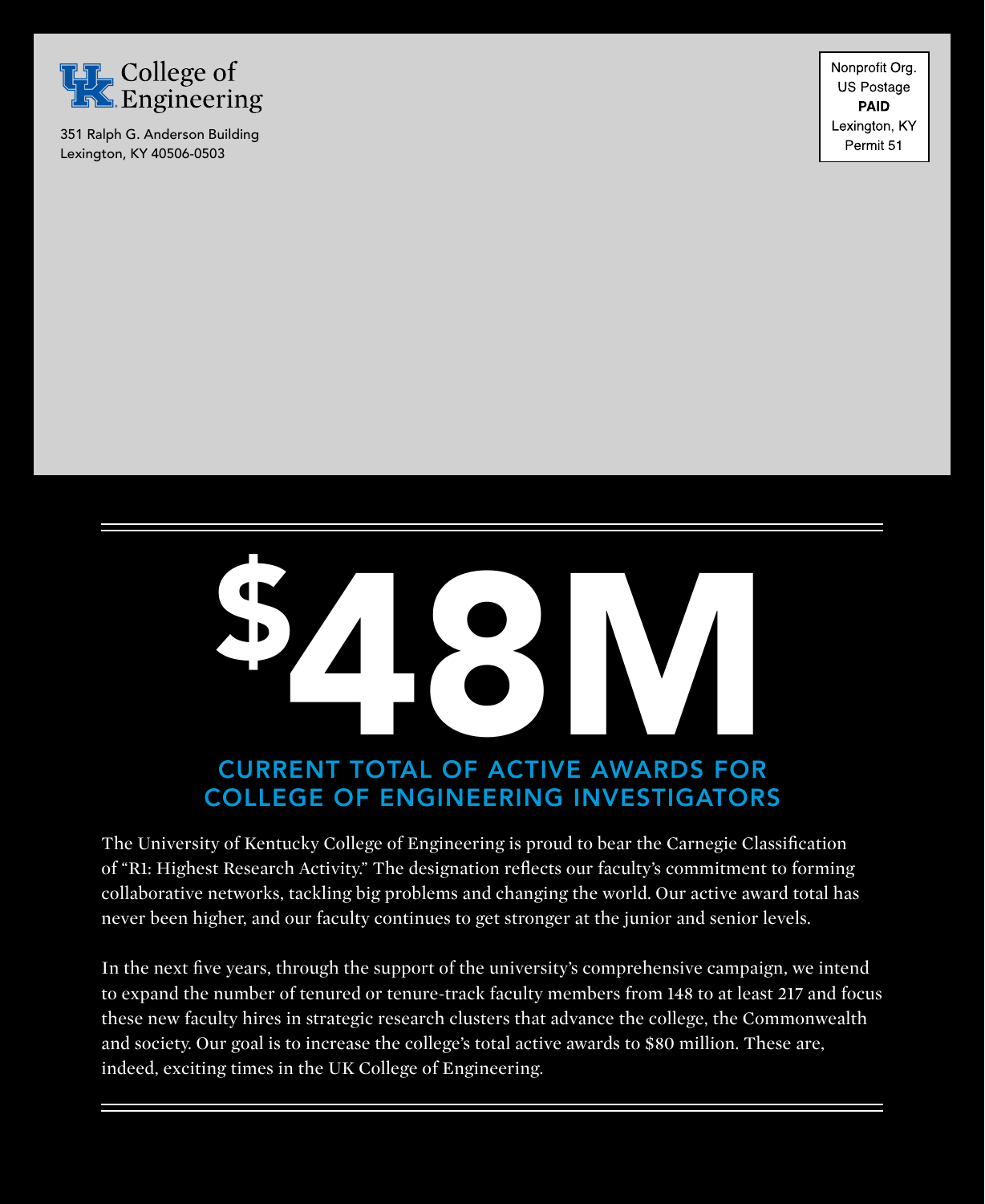College of Engineering

351 Ralph G. Anderson Building
Lexington, KY 40506-0503

Nonprofit Org.
US Postage
**PAID**
Lexington, KY
Permit 51

# $48M

## CURRENT TOTAL OF ACTIVE AWARDS FOR COLLEGE OF ENGINEERING INVESTIGATORS

The University of Kentucky College of Engineering is proud to bear the Carnegie Classification of "R1: Highest Research Activity." The designation reflects our faculty's commitment to forming collaborative networks, tackling big problems and changing the world. Our active award total has never been higher, and our faculty continues to get stronger at the junior and senior levels.

In the next five years, through the support of the university's comprehensive campaign, we intend to expand the number of tenured or tenure-track faculty members from 148 to at least 217 and focus these new faculty hires in strategic research clusters that advance the college, the Commonwealth and society. Our goal is to increase the college's total active awards to $80 million. These are, indeed, exciting times in the UK College of Engineering.